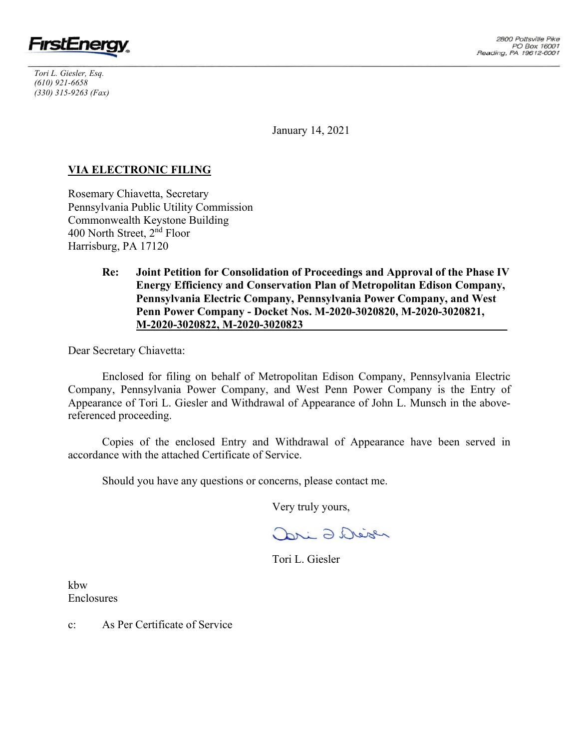FirstEnergy

2800 Pottsville Pike
PO Box 16001
Reading, PA 19612-6001

*Tori L. Giesler, Esq.*
*(610) 921-6658*
*(330) 315-9263 (Fax)*

January 14, 2021

**VIA ELECTRONIC FILING**

Rosemary Chiavetta, Secretary
Pennsylvania Public Utility Commission
Commonwealth Keystone Building
400 North Street, 2nd Floor
Harrisburg, PA 17120

**Re: Joint Petition for Consolidation of Proceedings and Approval of the Phase IV Energy Efficiency and Conservation Plan of Metropolitan Edison Company, Pennsylvania Electric Company, Pennsylvania Power Company, and West Penn Power Company - Docket Nos. M-2020-3020820, M-2020-3020821, M-2020-3020822, M-2020-3020823**

Dear Secretary Chiavetta:

Enclosed for filing on behalf of Metropolitan Edison Company, Pennsylvania Electric Company, Pennsylvania Power Company, and West Penn Power Company is the Entry of Appearance of Tori L. Giesler and Withdrawal of Appearance of John L. Munsch in the above-referenced proceeding.

Copies of the enclosed Entry and Withdrawal of Appearance have been served in accordance with the attached Certificate of Service.

Should you have any questions or concerns, please contact me.

Very truly yours,

Tori L. Giesler

kbw
Enclosures

c: As Per Certificate of Service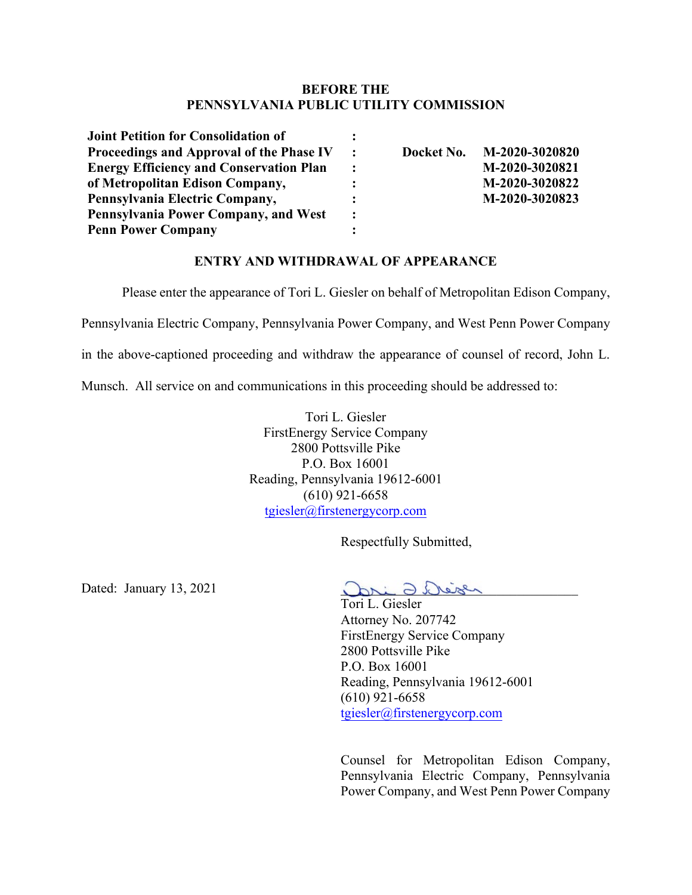**BEFORE THE**
**PENNSYLVANIA PUBLIC UTILITY COMMISSION**

| | | |
|---|---|---|
| **Joint Petition for Consolidation of Proceedings and Approval of the Phase IV Energy Efficiency and Conservation Plan of Metropolitan Edison Company, Pennsylvania Electric Company, Pennsylvania Power Company, and West Penn Power Company** | : | **Docket No. M-2020-3020820** **M-2020-3020821** **M-2020-3020822** **M-2020-3020823** |

**ENTRY AND WITHDRAWAL OF APPEARANCE**

Please enter the appearance of Tori L. Giesler on behalf of Metropolitan Edison Company, Pennsylvania Electric Company, Pennsylvania Power Company, and West Penn Power Company in the above-captioned proceeding and withdraw the appearance of counsel of record, John L. Munsch. All service on and communications in this proceeding should be addressed to:

Tori L. Giesler
FirstEnergy Service Company
2800 Pottsville Pike
P.O. Box 16001
Reading, Pennsylvania 19612-6001
(610) 921-6658
tgiesler@firstenergycorp.com

Respectfully Submitted,

Dated: January 13, 2021

Tori L. Giesler
Attorney No. 207742
FirstEnergy Service Company
2800 Pottsville Pike
P.O. Box 16001
Reading, Pennsylvania 19612-6001
(610) 921-6658
tgiesler@firstenergycorp.com

Counsel for Metropolitan Edison Company, Pennsylvania Electric Company, Pennsylvania Power Company, and West Penn Power Company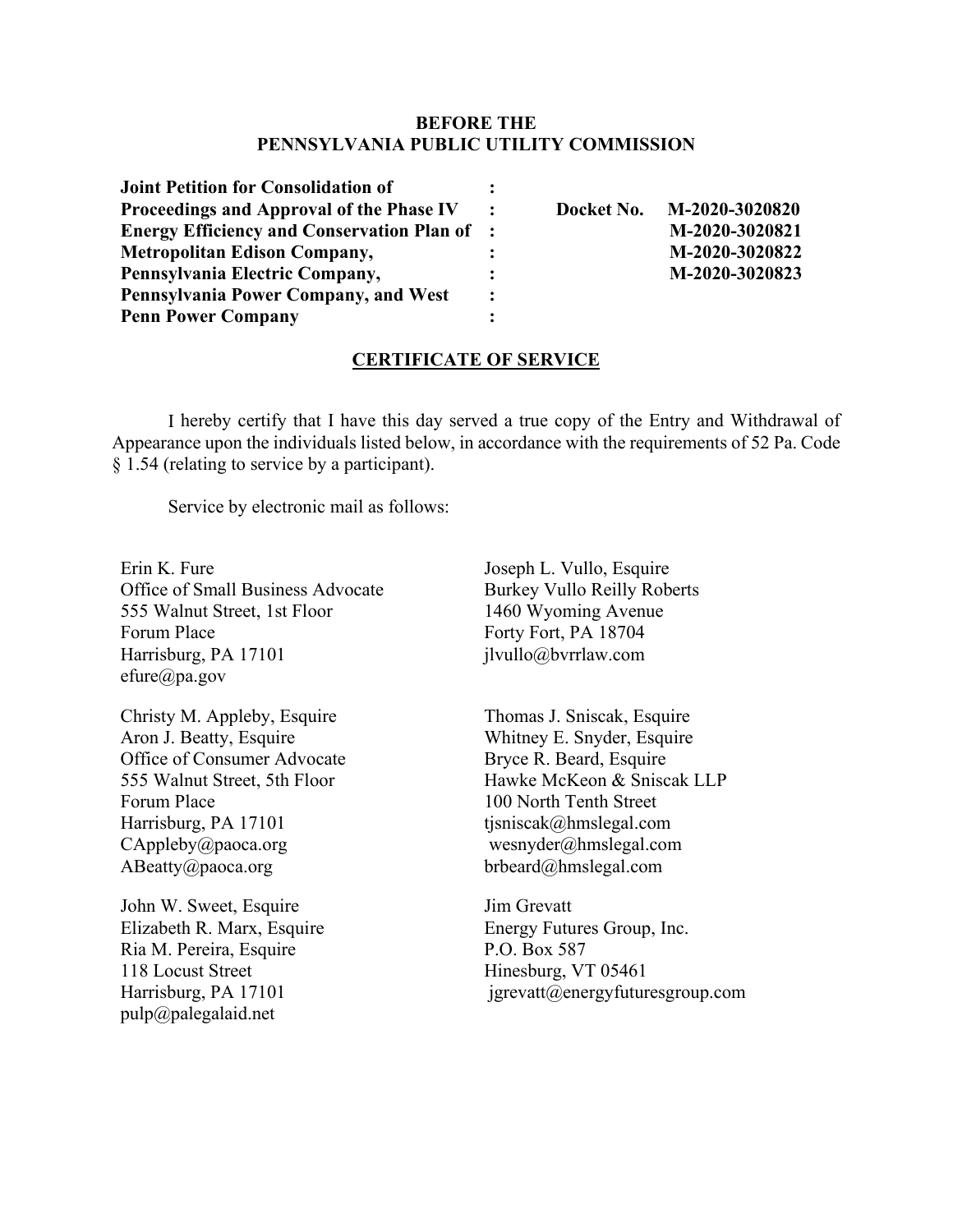**BEFORE THE**
**PENNSYLVANIA PUBLIC UTILITY COMMISSION**

| | | | |
|---|---|---|---|
| **Joint Petition for Consolidation of Proceedings and Approval of the Phase IV Energy Efficiency and Conservation Plan of Metropolitan Edison Company, Pennsylvania Electric Company, Pennsylvania Power Company, and West Penn Power Company** | : | **Docket No.** | **M-2020-3020820** **M-2020-3020821** **M-2020-3020822** **M-2020-3020823** |

## CERTIFICATE OF SERVICE

I hereby certify that I have this day served a true copy of the Entry and Withdrawal of Appearance upon the individuals listed below, in accordance with the requirements of 52 Pa. Code § 1.54 (relating to service by a participant).

Service by electronic mail as follows:

Erin K. Fure
Office of Small Business Advocate
555 Walnut Street, 1st Floor
Forum Place
Harrisburg, PA 17101
efure@pa.gov

Joseph L. Vullo, Esquire
Burkey Vullo Reilly Roberts
1460 Wyoming Avenue
Forty Fort, PA 18704
jlvullo@bvrrlaw.com

Christy M. Appleby, Esquire
Aron J. Beatty, Esquire
Office of Consumer Advocate
555 Walnut Street, 5th Floor
Forum Place
Harrisburg, PA 17101
CAppleby@paoca.org
ABeatty@paoca.org

Thomas J. Sniscak, Esquire
Whitney E. Snyder, Esquire
Bryce R. Beard, Esquire
Hawke McKeon & Sniscak LLP
100 North Tenth Street
tjsniscak@hmslegal.com
wesnyder@hmslegal.com
brbeard@hmslegal.com

John W. Sweet, Esquire
Elizabeth R. Marx, Esquire
Ria M. Pereira, Esquire
118 Locust Street
Harrisburg, PA 17101
pulp@palegalaid.net

Jim Grevatt
Energy Futures Group, Inc.
P.O. Box 587
Hinesburg, VT 05461
jgrevatt@energyfuturesgroup.com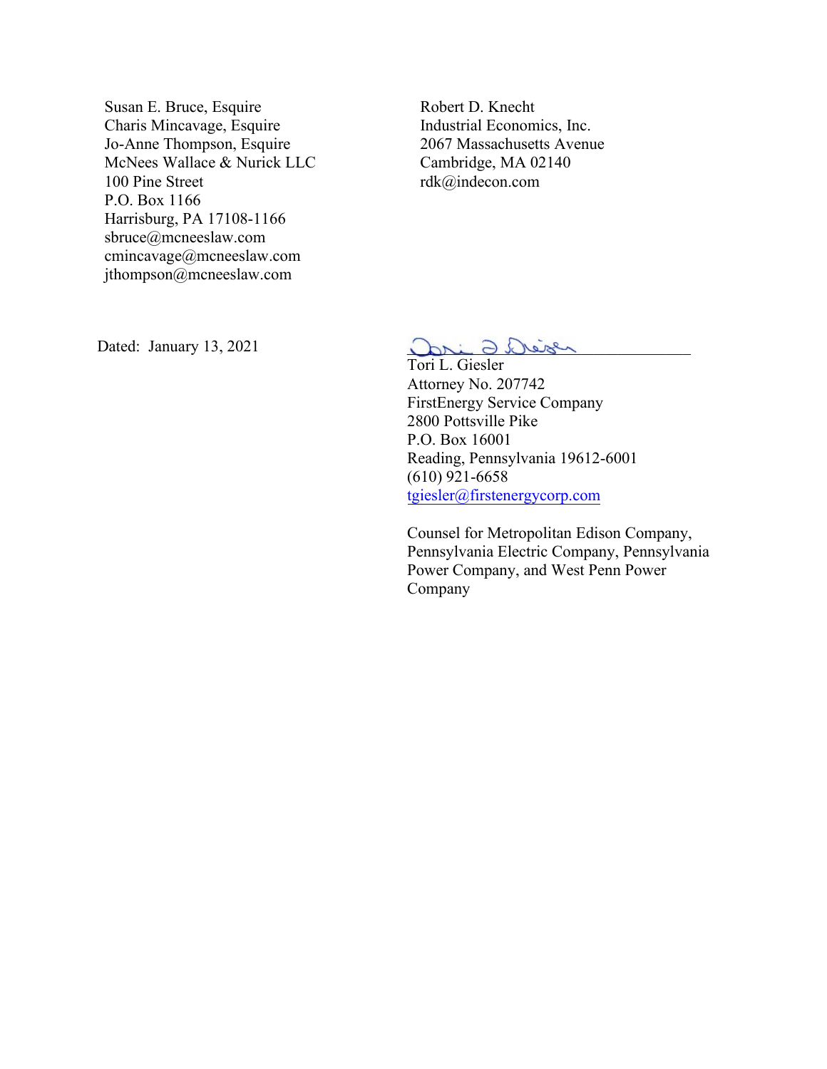Susan E. Bruce, Esquire
Charis Mincavage, Esquire
Jo-Anne Thompson, Esquire
McNees Wallace & Nurick LLC
100 Pine Street
P.O. Box 1166
Harrisburg, PA 17108-1166
sbruce@mcneeslaw.com
cmincavage@mcneeslaw.com
jthompson@mcneeslaw.com

Robert D. Knecht
Industrial Economics, Inc.
2067 Massachusetts Avenue
Cambridge, MA 02140
rdk@indecon.com

Dated: January 13, 2021

Tori L. Giesler
Attorney No. 207742
FirstEnergy Service Company
2800 Pottsville Pike
P.O. Box 16001
Reading, Pennsylvania 19612-6001
(610) 921-6658
tgiesler@firstenergycorp.com

Counsel for Metropolitan Edison Company, Pennsylvania Electric Company, Pennsylvania Power Company, and West Penn Power Company